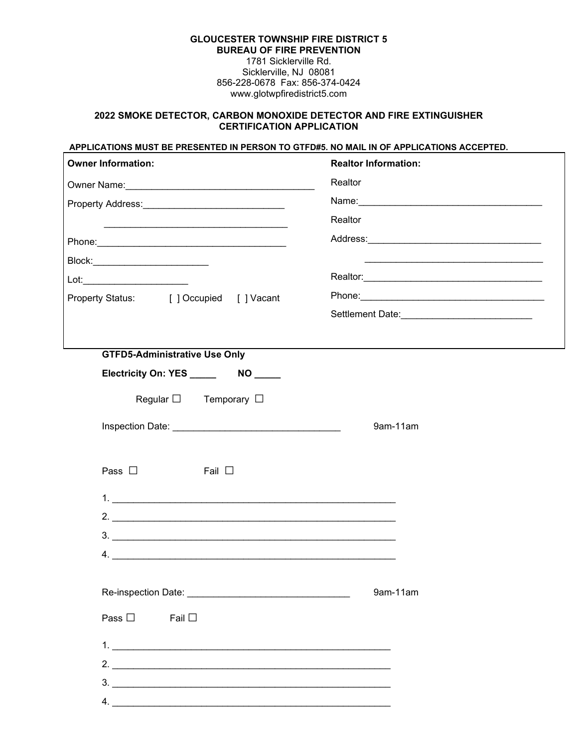**GLOUCESTER TOWNSHIP FIRE DISTRICT 5**
**BUREAU OF FIRE PREVENTION**
1781 Sicklerville Rd.
Sicklerville, NJ 08081
856-228-0678 Fax: 856-374-0424
www.glotwpfiredistrict5.com

## 2022 SMOKE DETECTOR, CARBON MONOXIDE DETECTOR AND FIRE EXTINGUISHER CERTIFICATION APPLICATION

**APPLICATIONS MUST BE PRESENTED IN PERSON TO GTFD#5. NO MAIL IN OF APPLICATIONS ACCEPTED.**

**Owner Information:**

Owner Name:___________________________________

Property Address:___________________________

___________________________________

Phone:___________________________________

Block:______________________

Lot:____________________

Property Status: [ ] Occupied [ ] Vacant

**Realtor Information:**

Realtor Name:___________________________________

Realtor Address:_________________________________

___________________________________

Realtor:___________________________________

Phone:___________________________________

Settlement Date:________________________

**GTFD5-Administrative Use Only**

**Electricity On: YES _____ NO _____**

Regular ☐ Temporary ☐

Inspection Date: _______________________________ 9am-11am

Pass ☐ Fail ☐

1. ______________________________________________________
2. ______________________________________________________
3. ______________________________________________________
4. ______________________________________________________

Re-inspection Date: ______________________________ 9am-11am

Pass ☐ Fail ☐

1. ______________________________________________________
2. ______________________________________________________
3. ______________________________________________________
4. ______________________________________________________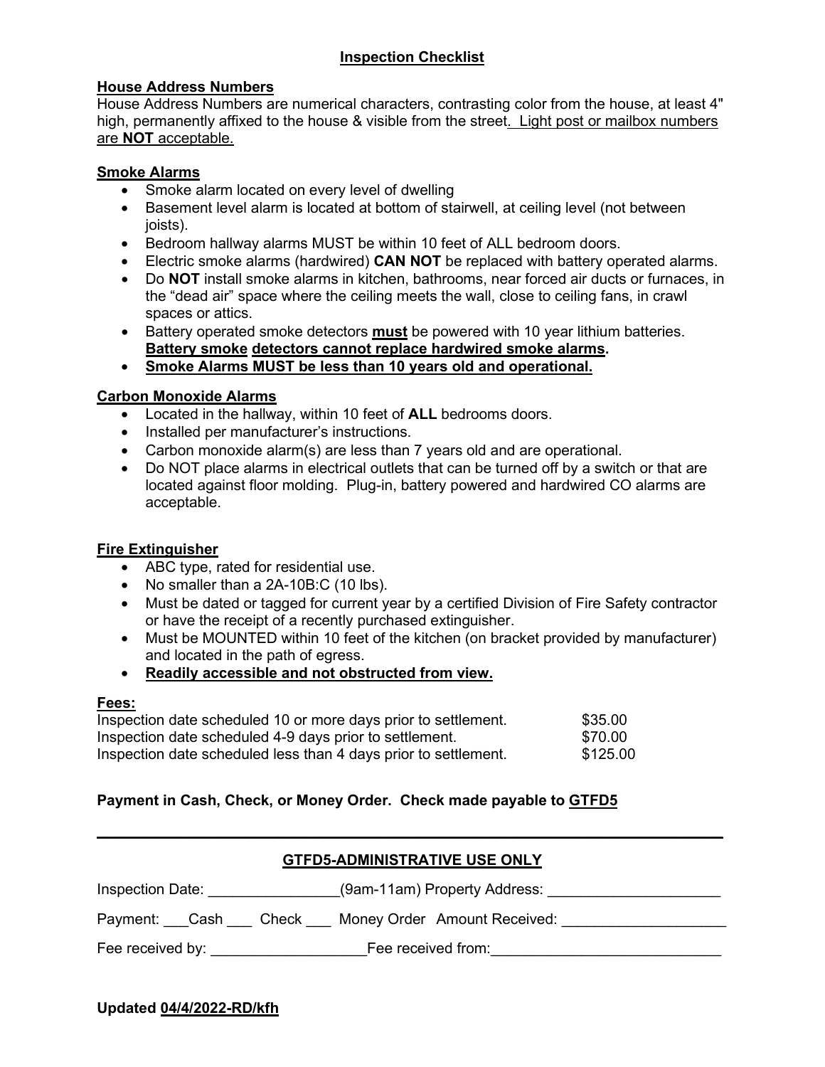# Inspection Checklist

## House Address Numbers

House Address Numbers are numerical characters, contrasting color from the house, at least 4" high, permanently affixed to the house & visible from the street. Light post or mailbox numbers are **NOT** acceptable.

## Smoke Alarms

- Smoke alarm located on every level of dwelling
- Basement level alarm is located at bottom of stairwell, at ceiling level (not between joists).
- Bedroom hallway alarms MUST be within 10 feet of ALL bedroom doors.
- Electric smoke alarms (hardwired) **CAN NOT** be replaced with battery operated alarms.
- Do **NOT** install smoke alarms in kitchen, bathrooms, near forced air ducts or furnaces, in the "dead air" space where the ceiling meets the wall, close to ceiling fans, in crawl spaces or attics.
- Battery operated smoke detectors **must** be powered with 10 year lithium batteries. **Battery smoke detectors cannot replace hardwired smoke alarms.**
- **Smoke Alarms MUST be less than 10 years old and operational.**

## Carbon Monoxide Alarms

- Located in the hallway, within 10 feet of **ALL** bedrooms doors.
- Installed per manufacturer's instructions.
- Carbon monoxide alarm(s) are less than 7 years old and are operational.
- Do NOT place alarms in electrical outlets that can be turned off by a switch or that are located against floor molding. Plug-in, battery powered and hardwired CO alarms are acceptable.

## Fire Extinguisher

- ABC type, rated for residential use.
- No smaller than a 2A-10B:C (10 lbs).
- Must be dated or tagged for current year by a certified Division of Fire Safety contractor or have the receipt of a recently purchased extinguisher.
- Must be MOUNTED within 10 feet of the kitchen (on bracket provided by manufacturer) and located in the path of egress.
- **Readily accessible and not obstructed from view.**

## Fees:

| | |
|---|---|
| Inspection date scheduled 10 or more days prior to settlement. | $35.00 |
| Inspection date scheduled 4-9 days prior to settlement. | $70.00 |
| Inspection date scheduled less than 4 days prior to settlement. | $125.00 |

**Payment in Cash, Check, or Money Order. Check made payable to GTFD5**

---

## GTFD5-ADMINISTRATIVE USE ONLY

Inspection Date: ________________(9am-11am) Property Address: _____________________

Payment: ___Cash ___ Check ___ Money Order Amount Received: ____________________

Fee received by: ___________________Fee received from:____________________________

**Updated 04/4/2022-RD/kfh**